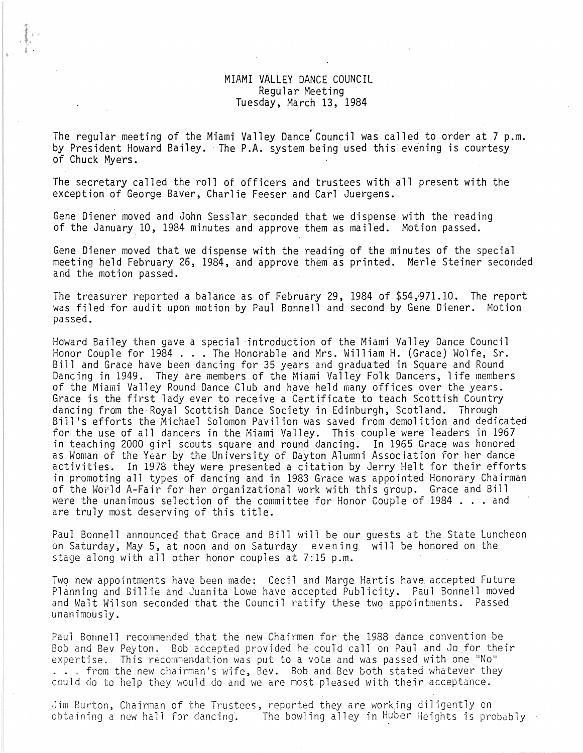# MIAMI VALLEY DANCE COUNCIL
## Regular Meeting
## Tuesday, March 13, 1984

The regular meeting of the Miami Valley Dance Council was called to order at 7 p.m. by President Howard Bailey. The P.A. system being used this evening is courtesy of Chuck Myers.

The secretary called the roll of officers and trustees with all present with the exception of George Baver, Charlie Feeser and Carl Juergens.

Gene Diener moved and John Sesslar seconded that we dispense with the reading of the January 10, 1984 minutes and approve them as mailed. Motion passed.

Gene Diener moved that we dispense with the reading of the minutes of the special meeting held February 26, 1984, and approve them as printed. Merle Steiner seconded and the motion passed.

The treasurer reported a balance as of February 29, 1984 of $54,971.10. The report was filed for audit upon motion by Paul Bonnell and second by Gene Diener. Motion passed.

Howard Bailey then gave a special introduction of the Miami Valley Dance Council Honor Couple for 1984 . . . The Honorable and Mrs. William H. (Grace) Wolfe, Sr. Bill and Grace have been dancing for 35 years and graduated in Square and Round Dancing in 1949. They are members of the Miami Valley Folk Dancers, life members of the Miami Valley Round Dance Club and have held many offices over the years. Grace is the first lady ever to receive a Certificate to teach Scottish Country dancing from the Royal Scottish Dance Society in Edinburgh, Scotland. Through Bill's efforts the Michael Solomon Pavilion was saved from demolition and dedicated for the use of all dancers in the Miami Valley. This couple were leaders in 1967 in teaching 2000 girl scouts square and round dancing. In 1965 Grace was honored as Woman of the Year by the University of Dayton Alumni Association for her dance activities. In 1978 they were presented a citation by Jerry Helt for their efforts in promoting all types of dancing and in 1983 Grace was appointed Honorary Chairman of the World A-Fair for her organizational work with this group. Grace and Bill were the unanimous selection of the committee for Honor Couple of 1984 . . . and are truly most deserving of this title.

Paul Bonnell announced that Grace and Bill will be our guests at the State Luncheon on Saturday, May 5, at noon and on Saturday evening will be honored on the stage along with all other honor couples at 7:15 p.m.

Two new appointments have been made: Cecil and Marge Hartis have accepted Future Planning and Billie and Juanita Lowe have accepted Publicity. Paul Bonnell moved and Walt Wilson seconded that the Council ratify these two appointments. Passed unanimously.

Paul Bonnell recommended that the new Chairmen for the 1988 dance convention be Bob and Bev Peyton. Bob accepted provided he could call on Paul and Jo for their expertise. This recommendation was put to a vote and was passed with one "No" . . . from the new chairman's wife, Bev. Bob and Bev both stated whatever they could do to help they would do and we are most pleased with their acceptance.

Jim Burton, Chairman of the Trustees, reported they are working diligently on obtaining a new hall for dancing. The bowling alley in Huber Heights is probably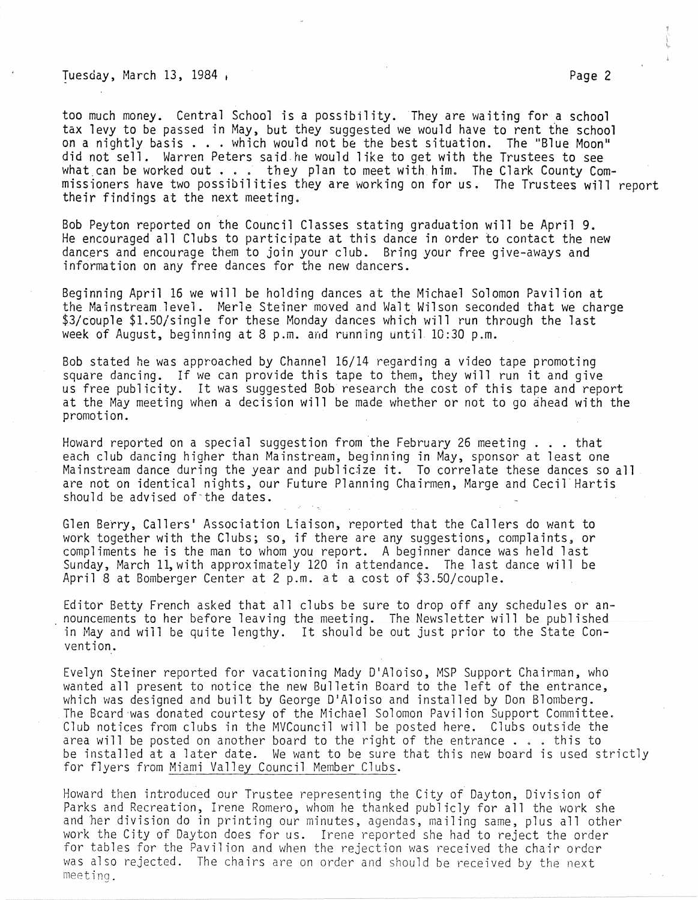too much money. Central School is a possibility. They are waiting for a school tax levy to be passed in May, but they suggested we would have to rent the school on a nightly basis . . . which would not be the best situation. The "Blue Moon" did not sell. Warren Peters said he would like to get with the Trustees to see what can be worked out . . . they plan to meet with him. The Clark County Commissioners have two possibilities they are working on for us. The Trustees will report their findings at the next meeting.

Bob Peyton reported on the Council Classes stating graduation will be April 9. He encouraged all Clubs to participate at this dance in order to contact the new dancers and encourage them to join your club. Bring your free give-aways and information on any free dances for the new dancers.

Beginning April 16 we will be holding dances at the Michael Solomon Pavilion at the Mainstream level. Merle Steiner moved and Walt Wilson seconded that we charge $3/couple $1.50/single for these Monday dances which will run through the last week of August, beginning at 8 p.m. and running until 10:30 p.m.

Bob stated he was approached by Channel 16/14 regarding a video tape promoting square dancing. If we can provide this tape to them, they will run it and give us free publicity. It was suggested Bob research the cost of this tape and report at the May meeting when a decision will be made whether or not to go ahead with the promotion.

Howard reported on a special suggestion from the February 26 meeting . . . that each club dancing higher than Mainstream, beginning in May, sponsor at least one Mainstream dance during the year and publicize it. To correlate these dances so all are not on identical nights, our Future Planning Chairmen, Marge and Cecil Hartis should be advised of the dates.

Glen Berry, Callers' Association Liaison, reported that the Callers do want to work together with the Clubs; so, if there are any suggestions, complaints, or compliments he is the man to whom you report. A beginner dance was held last Sunday, March 11, with approximately 120 in attendance. The last dance will be April 8 at Bomberger Center at 2 p.m. at a cost of $3.50/couple.

Editor Betty French asked that all clubs be sure to drop off any schedules or announcements to her before leaving the meeting. The Newsletter will be published in May and will be quite lengthy. It should be out just prior to the State Convention.

Evelyn Steiner reported for vacationing Mady D'Aloiso, MSP Support Chairman, who wanted all present to notice the new Bulletin Board to the left of the entrance, which was designed and built by George D'Aloiso and installed by Don Blomberg. The Board was donated courtesy of the Michael Solomon Pavilion Support Committee. Club notices from clubs in the MVCouncil will be posted here. Clubs outside the area will be posted on another board to the right of the entrance . . . this to be installed at a later date. We want to be sure that this new board is used strictly for flyers from Miami Valley Council Member Clubs.

Howard then introduced our Trustee representing the City of Dayton, Division of Parks and Recreation, Irene Romero, whom he thanked publicly for all the work she and her division do in printing our minutes, agendas, mailing same, plus all other work the City of Dayton does for us. Irene reported she had to reject the order for tables for the Pavilion and when the rejection was received the chair order was also rejected. The chairs are on order and should be received by the next meeting.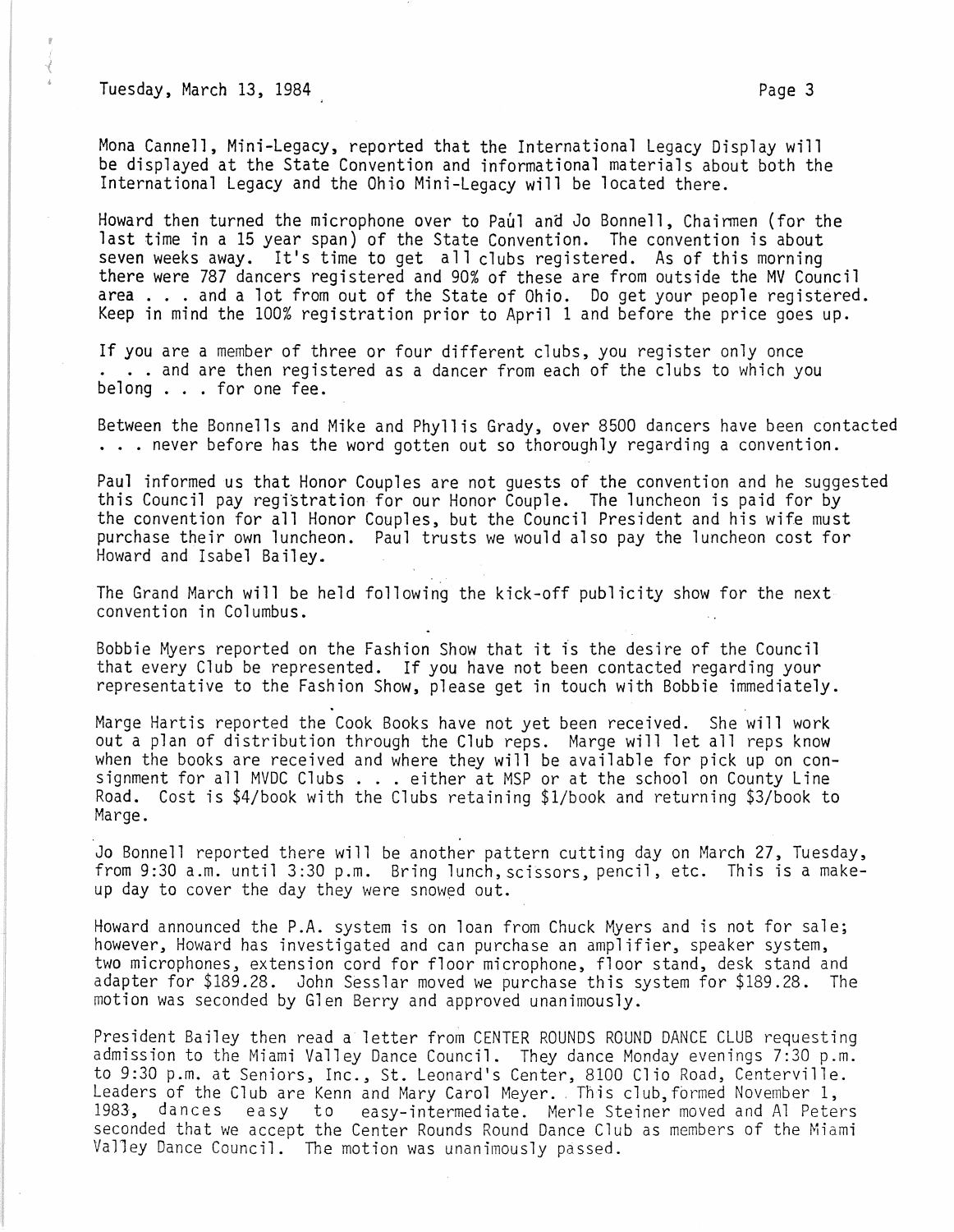Mona Cannell, Mini-Legacy, reported that the International Legacy Display will be displayed at the State Convention and informational materials about both the International Legacy and the Ohio Mini-Legacy will be located there.

Howard then turned the microphone over to Paul and Jo Bonnell, Chairmen (for the last time in a 15 year span) of the State Convention. The convention is about seven weeks away. It's time to get all clubs registered. As of this morning there were 787 dancers registered and 90% of these are from outside the MV Council area . . . and a lot from out of the State of Ohio. Do get your people registered. Keep in mind the 100% registration prior to April 1 and before the price goes up.

If you are a member of three or four different clubs, you register only once . . . and are then registered as a dancer from each of the clubs to which you belong . . . for one fee.

Between the Bonnells and Mike and Phyllis Grady, over 8500 dancers have been contacted . . . never before has the word gotten out so thoroughly regarding a convention.

Paul informed us that Honor Couples are not guests of the convention and he suggested this Council pay registration for our Honor Couple. The luncheon is paid for by the convention for all Honor Couples, but the Council President and his wife must purchase their own luncheon. Paul trusts we would also pay the luncheon cost for Howard and Isabel Bailey.

The Grand March will be held following the kick-off publicity show for the next convention in Columbus.

Bobbie Myers reported on the Fashion Show that it is the desire of the Council that every Club be represented. If you have not been contacted regarding your representative to the Fashion Show, please get in touch with Bobbie immediately.

Marge Hartis reported the Cook Books have not yet been received. She will work out a plan of distribution through the Club reps. Marge will let all reps know when the books are received and where they will be available for pick up on consignment for all MVDC Clubs . . . either at MSP or at the school on County Line Road. Cost is $4/book with the Clubs retaining $1/book and returning $3/book to Marge.

Jo Bonnell reported there will be another pattern cutting day on March 27, Tuesday, from 9:30 a.m. until 3:30 p.m. Bring lunch, scissors, pencil, etc. This is a make-up day to cover the day they were snowed out.

Howard announced the P.A. system is on loan from Chuck Myers and is not for sale; however, Howard has investigated and can purchase an amplifier, speaker system, two microphones, extension cord for floor microphone, floor stand, desk stand and adapter for $189.28. John Sesslar moved we purchase this system for $189.28. The motion was seconded by Glen Berry and approved unanimously.

President Bailey then read a letter from CENTER ROUNDS ROUND DANCE CLUB requesting admission to the Miami Valley Dance Council. They dance Monday evenings 7:30 p.m. to 9:30 p.m. at Seniors, Inc., St. Leonard's Center, 8100 Clio Road, Centerville. Leaders of the Club are Kenn and Mary Carol Meyer. This club, formed November 1, 1983, dances easy to easy-intermediate. Merle Steiner moved and Al Peters seconded that we accept the Center Rounds Round Dance Club as members of the Miami Valley Dance Council. The motion was unanimously passed.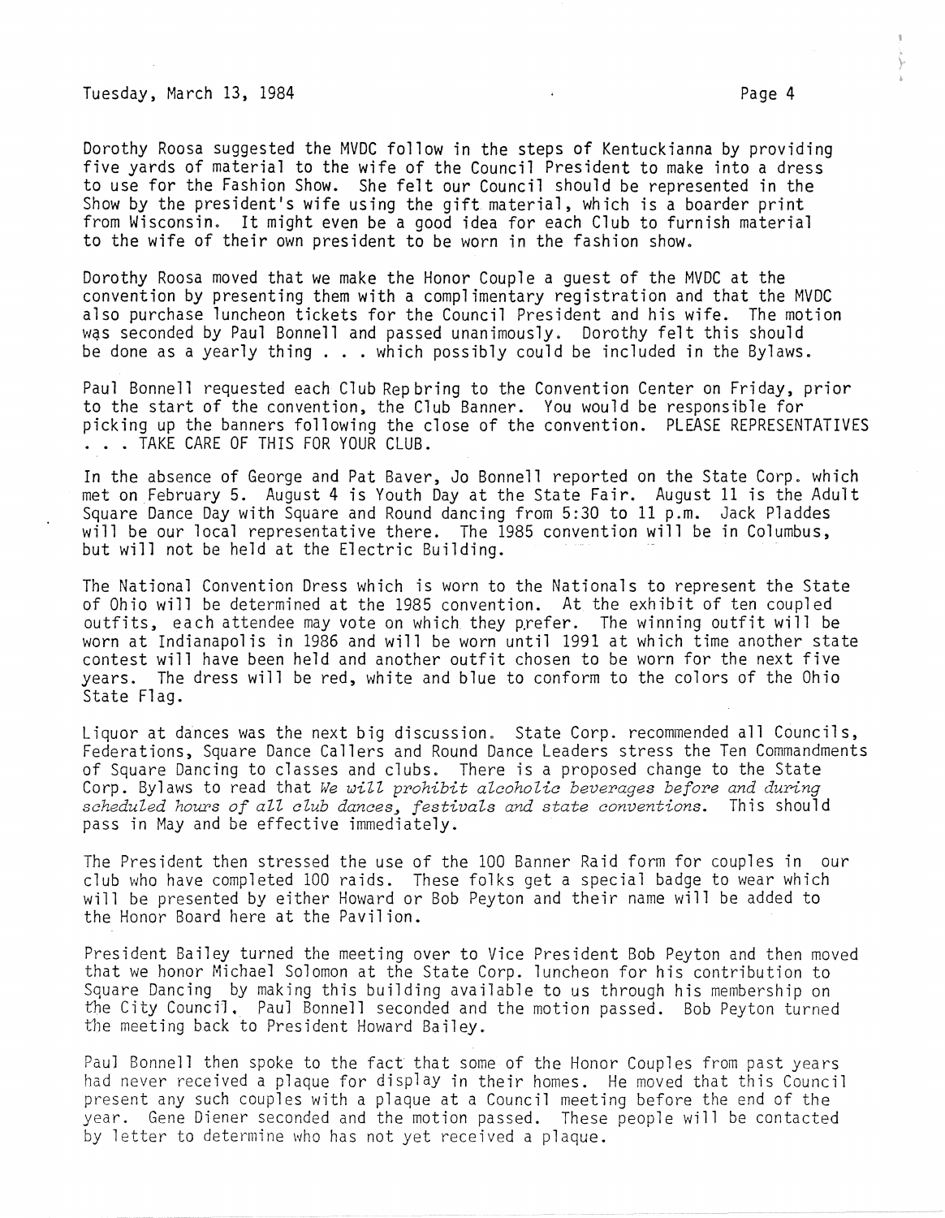Dorothy Roosa suggested the MVDC follow in the steps of Kentuckianna by providing five yards of material to the wife of the Council President to make into a dress to use for the Fashion Show. She felt our Council should be represented in the Show by the president's wife using the gift material, which is a boarder print from Wisconsin. It might even be a good idea for each Club to furnish material to the wife of their own president to be worn in the fashion show.

Dorothy Roosa moved that we make the Honor Couple a guest of the MVDC at the convention by presenting them with a complimentary registration and that the MVDC also purchase luncheon tickets for the Council President and his wife. The motion was seconded by Paul Bonnell and passed unanimously. Dorothy felt this should be done as a yearly thing . . . which possibly could be included in the Bylaws.

Paul Bonnell requested each Club Rep bring to the Convention Center on Friday, prior to the start of the convention, the Club Banner. You would be responsible for picking up the banners following the close of the convention. PLEASE REPRESENTATIVES . . . TAKE CARE OF THIS FOR YOUR CLUB.

In the absence of George and Pat Baver, Jo Bonnell reported on the State Corp. which met on February 5. August 4 is Youth Day at the State Fair. August 11 is the Adult Square Dance Day with Square and Round dancing from 5:30 to 11 p.m. Jack Pladdes will be our local representative there. The 1985 convention will be in Columbus, but will not be held at the Electric Building.

The National Convention Dress which is worn to the Nationals to represent the State of Ohio will be determined at the 1985 convention. At the exhibit of ten coupled outfits, each attendee may vote on which they prefer. The winning outfit will be worn at Indianapolis in 1986 and will be worn until 1991 at which time another state contest will have been held and another outfit chosen to be worn for the next five years. The dress will be red, white and blue to conform to the colors of the Ohio State Flag.

Liquor at dances was the next big discussion. State Corp. recommended all Councils, Federations, Square Dance Callers and Round Dance Leaders stress the Ten Commandments of Square Dancing to classes and clubs. There is a proposed change to the State Corp. Bylaws to read that *We will prohibit alcoholic beverages before and during scheduled hours of all club dances, festivals and state conventions.* This should pass in May and be effective immediately.

The President then stressed the use of the 100 Banner Raid form for couples in our club who have completed 100 raids. These folks get a special badge to wear which will be presented by either Howard or Bob Peyton and their name will be added to the Honor Board here at the Pavilion.

President Bailey turned the meeting over to Vice President Bob Peyton and then moved that we honor Michael Solomon at the State Corp. luncheon for his contribution to Square Dancing by making this building available to us through his membership on the City Council. Paul Bonnell seconded and the motion passed. Bob Peyton turned the meeting back to President Howard Bailey.

Paul Bonnell then spoke to the fact that some of the Honor Couples from past years had never received a plaque for display in their homes. He moved that this Council present any such couples with a plaque at a Council meeting before the end of the year. Gene Diener seconded and the motion passed. These people will be contacted by letter to determine who has not yet received a plaque.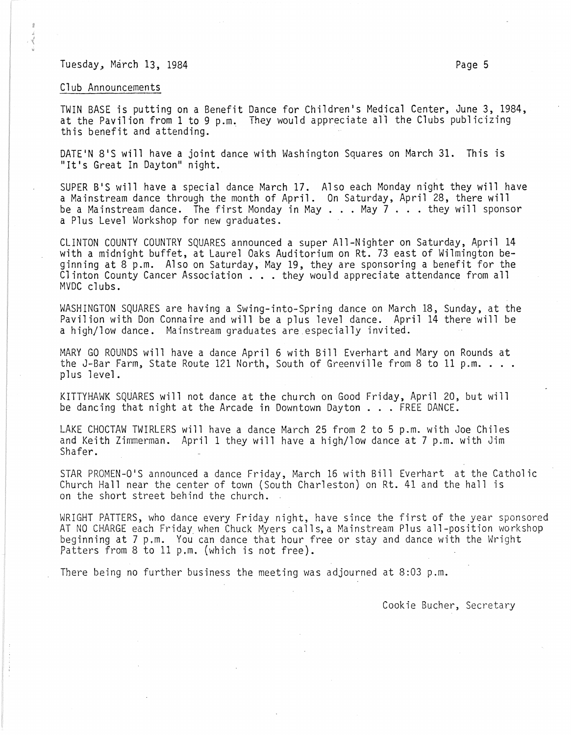Club Announcements

TWIN BASE is putting on a Benefit Dance for Children's Medical Center, June 3, 1984, at the Pavilion from 1 to 9 p.m. They would appreciate all the Clubs publicizing this benefit and attending.

DATE'N 8'S will have a joint dance with Washington Squares on March 31. This is "It's Great In Dayton" night.

SUPER B'S will have a special dance March 17. Also each Monday night they will have a Mainstream dance through the month of April. On Saturday, April 28, there will be a Mainstream dance. The first Monday in May . . . May 7 . . . they will sponsor a Plus Level Workshop for new graduates.

CLINTON COUNTY COUNTRY SQUARES announced a super All-Nighter on Saturday, April 14 with a midnight buffet, at Laurel Oaks Auditorium on Rt. 73 east of Wilmington beginning at 8 p.m. Also on Saturday, May 19, they are sponsoring a benefit for the Clinton County Cancer Association . . . they would appreciate attendance from all MVDC clubs.

WASHINGTON SQUARES are having a Swing-into-Spring dance on March 18, Sunday, at the Pavilion with Don Connaire and will be a plus level dance. April 14 there will be a high/low dance. Mainstream graduates are especially invited.

MARY GO ROUNDS will have a dance April 6 with Bill Everhart and Mary on Rounds at the J-Bar Farm, State Route 121 North, South of Greenville from 8 to 11 p.m. . . . plus level.

KITTYHAWK SQUARES will not dance at the church on Good Friday, April 20, but will be dancing that night at the Arcade in Downtown Dayton . . . FREE DANCE.

LAKE CHOCTAW TWIRLERS will have a dance March 25 from 2 to 5 p.m. with Joe Chiles and Keith Zimmerman. April 1 they will have a high/low dance at 7 p.m. with Jim Shafer.

STAR PROMEN-O'S announced a dance Friday, March 16 with Bill Everhart at the Catholic Church Hall near the center of town (South Charleston) on Rt. 41 and the hall is on the short street behind the church.

WRIGHT PATTERS, who dance every Friday night, have since the first of the year sponsored AT NO CHARGE each Friday when Chuck Myers calls, a Mainstream Plus all-position workshop beginning at 7 p.m. You can dance that hour free or stay and dance with the Wright Patters from 8 to 11 p.m. (which is not free).

There being no further business the meeting was adjourned at 8:03 p.m.

Cookie Bucher, Secretary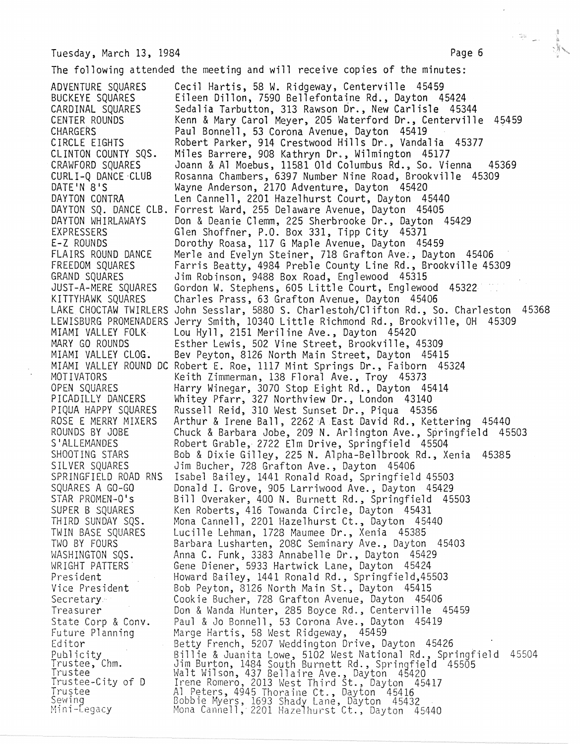Tuesday, March 13, 1984

The following attended the meeting and will receive copies of the minutes:

| | |
|---|---|
| ADVENTURE SQUARES | Cecil Hartis, 58 W. Ridgeway, Centerville 45459 |
| BUCKEYE SQUARES | Eileen Dillon, 7590 Bellefontaine Rd., Dayton 45424 |
| CARDINAL SQUARES | Sedalia Tarbutton, 313 Rawson Dr., New Carlisle 45344 |
| CENTER ROUNDS | Kenn & Mary Carol Meyer, 205 Waterford Dr., Centerville 45459 |
| CHARGERS | Paul Bonnell, 53 Corona Avenue, Dayton 45419 |
| CIRCLE EIGHTS | Robert Parker, 914 Crestwood Hills Dr., Vandalia 45377 |
| CLINTON COUNTY SQS. | Miles Barrere, 908 Kathryn Dr., Wilmington 45177 |
| CRAWFORD SQUARES | Joann & Al Moebus, 11581 Old Columbus Rd., So. Vienna 45369 |
| CURLI-Q DANCE CLUB | Rosanna Chambers, 6397 Number Nine Road, Brookville 45309 |
| DATE'N 8'S | Wayne Anderson, 2170 Adventure, Dayton 45420 |
| DAYTON CONTRA | Len Cannell, 2201 Hazelhurst Court, Dayton 45440 |
| DAYTON SQ. DANCE CLB. | Forrest Ward, 255 Delaware Avenue, Dayton 45405 |
| DAYTON WHIRLAWAYS | Don & Deanie Clemm, 225 Sherbrooke Dr., Dayton 45429 |
| EXPRESSERS | Glen Shoffner, P.O. Box 331, Tipp City 45371 |
| E-Z ROUNDS | Dorothy Roasa, 117 G Maple Avenue, Dayton 45459 |
| FLAIRS ROUND DANCE | Merle and Evelyn Steiner, 718 Grafton Ave., Dayton 45406 |
| FREEDOM SQUARES | Farris Beatty, 4984 Preble County Line Rd., Brookville 45309 |
| GRAND SQUARES | Jim Robinson, 9488 Box Road, Englewood 45315 |
| JUST-A-MERE SQUARES | Gordon W. Stephens, 605 Little Court, Englewood 45322 |
| KITTYHAWK SQUARES | Charles Prass, 63 Grafton Avenue, Dayton 45406 |
| LAKE CHOCTAW TWIRLERS | John Sesslar, 5880 S. Charlestoh/Clifton Rd., So. Charleston 45368 |
| LEWISBURG PROMENADERS | Jerry Smith, 10340 Little Richmond Rd., Brookville, OH 45309 |
| MIAMI VALLEY FOLK | Lou Hyll, 2151 Meriline Ave., Dayton 45420 |
| MARY GO ROUNDS | Esther Lewis, 502 Vine Street, Brookville, 45309 |
| MIAMI VALLEY CLOG. | Bev Peyton, 8126 North Main Street, Dayton 45415 |
| MIAMI VALLEY ROUND DC | Robert E. Roe, 1117 Mint Springs Dr., Faiborn 45324 |
| MOTIVATORS | Keith Zimmerman, 138 Floral Ave., Troy 45373 |
| OPEN SQUARES | Harry Winegar, 3070 Stop Eight Rd., Dayton 45414 |
| PICADILLY DANCERS | Whitey Pfarr, 327 Northview Dr., London 43140 |
| PIQUA HAPPY SQUARES | Russell Reid, 310 West Sunset Dr., Piqua 45356 |
| ROSE E MERRY MIXERS | Arthur & Irene Ball, 2262 A East David Rd., Kettering 45440 |
| ROUNDS BY JOBE | Chuck & Barbara Jobe, 209 N. Arlington Ave., Springfield 45503 |
| S'ALLEMANDES | Robert Grable, 2722 Elm Drive, Springfield 45504 |
| SHOOTING STARS | Bob & Dixie Gilley, 225 N. Alpha-Bellbrook Rd., Xenia 45385 |
| SILVER SQUARES | Jim Bucher, 728 Grafton Ave., Dayton 45406 |
| SPRINGFIELD ROAD RNS | Isabel Bailey, 1441 Ronald Road, Springfield 45503 |
| SQUARES A GO-GO | Donald I. Grove, 905 Larriwood Ave., Dayton 45429 |
| STAR PROMEN-O's | Bill Overaker, 400 N. Burnett Rd., Springfield 45503 |
| SUPER B SQUARES | Ken Roberts, 416 Towanda Circle, Dayton 45431 |
| THIRD SUNDAY SQS. | Mona Cannell, 2201 Hazelhurst Ct., Dayton 45440 |
| TWIN BASE SQUARES | Lucille Lehman, 1728 Maumee Dr., Xenia 45385 |
| TWO BY FOURS | Barbara Lusharten, 208C Seminary Ave., Dayton 45403 |
| WASHINGTON SQS. | Anna C. Funk, 3383 Annabelle Dr., Dayton 45429 |
| WRIGHT PATTERS | Gene Diener, 5933 Hartwick Lane, Dayton 45424 |
| President | Howard Bailey, 1441 Ronald Rd., Springfield,45503 |
| Vice President | Bob Peyton, 8126 North Main St., Dayton 45415 |
| Secretary | Cookie Bucher, 728 Grafton Avenue, Dayton 45406 |
| Treasurer | Don & Wanda Hunter, 285 Boyce Rd., Centerville 45459 |
| State Corp & Conv. | Paul & Jo Bonnell, 53 Corona Ave., Dayton 45419 |
| Future Planning | Marge Hartis, 58 West Ridgeway, 45459 |
| Editor | Betty French, 5207 Weddington Drive, Dayton 45426 |
| Publicity | Billie & Juanita Lowe, 5102 West National Rd., Springfield 45504 |
| Trustee, Chm. | Jim Burton, 1484 South Burnett Rd., Springfield 45505 |
| Trustee | Walt Wilson, 437 Bellaire Ave., Dayton 45420 |
| Trustee-City of D | Irene Romero, 2013 West Third St., Dayton 45417 |
| Trustee | Al Peters, 4945 Thoraine Ct., Dayton 45416 |
| Sewing | Bobbie Myers, 1693 Shady Lane, Dayton 45432 |
| Mini-Legacy | Mona Cannell, 2201 Hazelhurst Ct., Dayton 45440 |